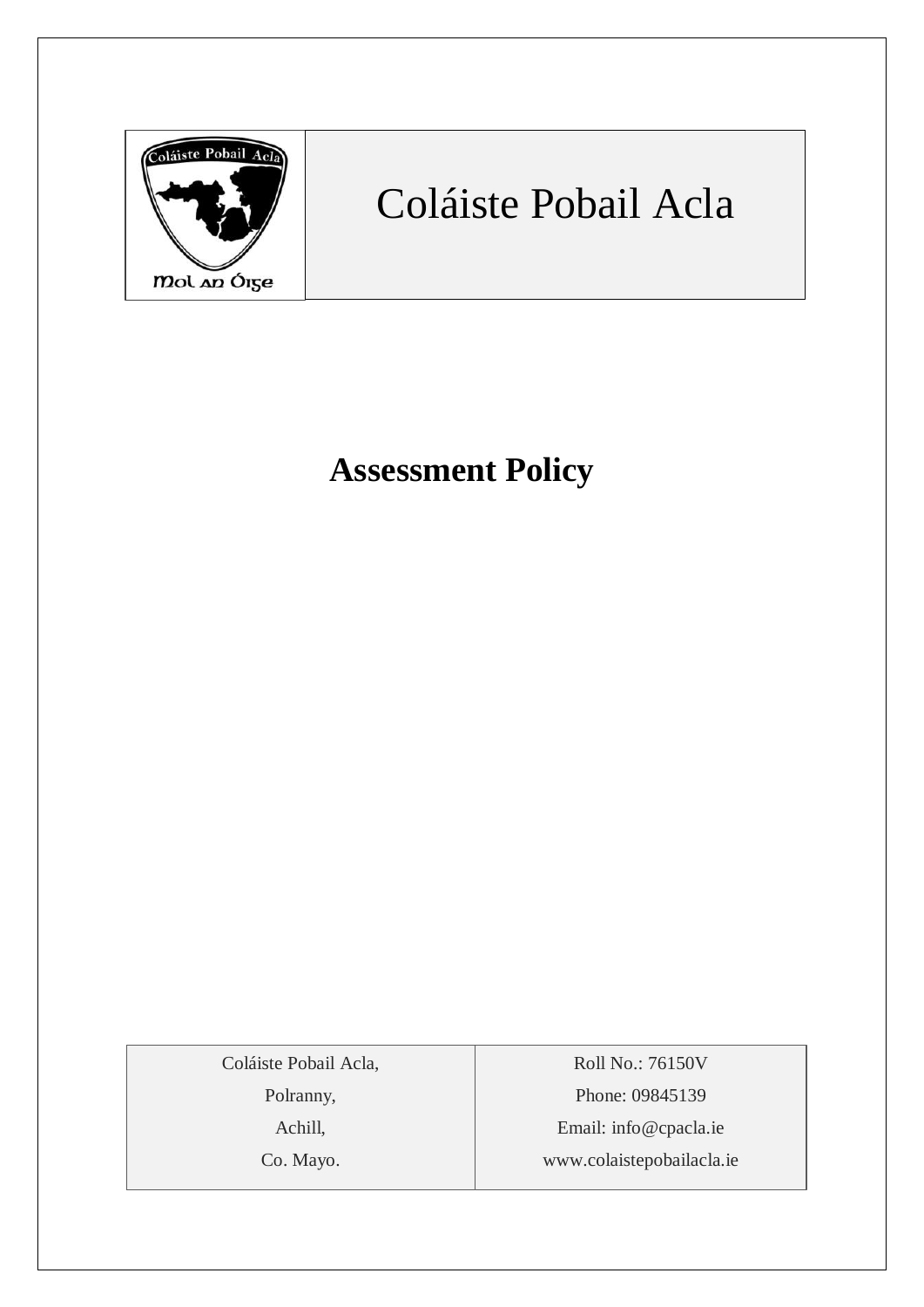# Coláiste Pobail Acla

## Assessment Policy

| Coláiste Pobail Acla, | Roll No.: 76150V |
| --- | --- |
| Polranny, | Phone: 09845139 |
| Achill, | Email: info@cpacla.ie |
| Co. Mayo. | www.colaistepobailacla.ie |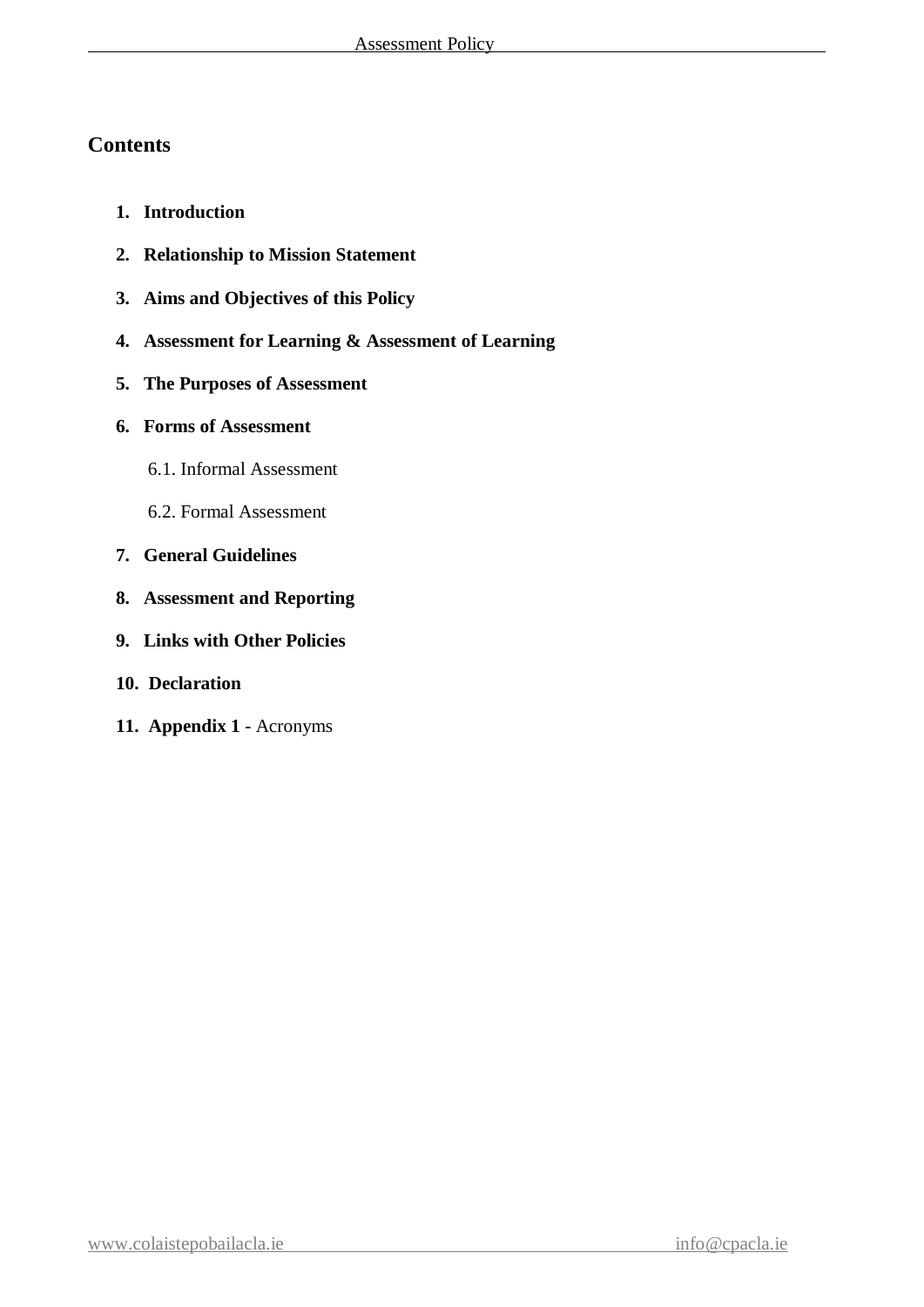## Contents

1. **Introduction**
2. **Relationship to Mission Statement**
3. **Aims and Objectives of this Policy**
4. **Assessment for Learning & Assessment of Learning**
5. **The Purposes of Assessment**
6. **Forms of Assessment**
   - 6.1. Informal Assessment
   - 6.2. Formal Assessment
7. **General Guidelines**
8. **Assessment and Reporting**
9. **Links with Other Policies**
10. **Declaration**
11. **Appendix 1** - Acronyms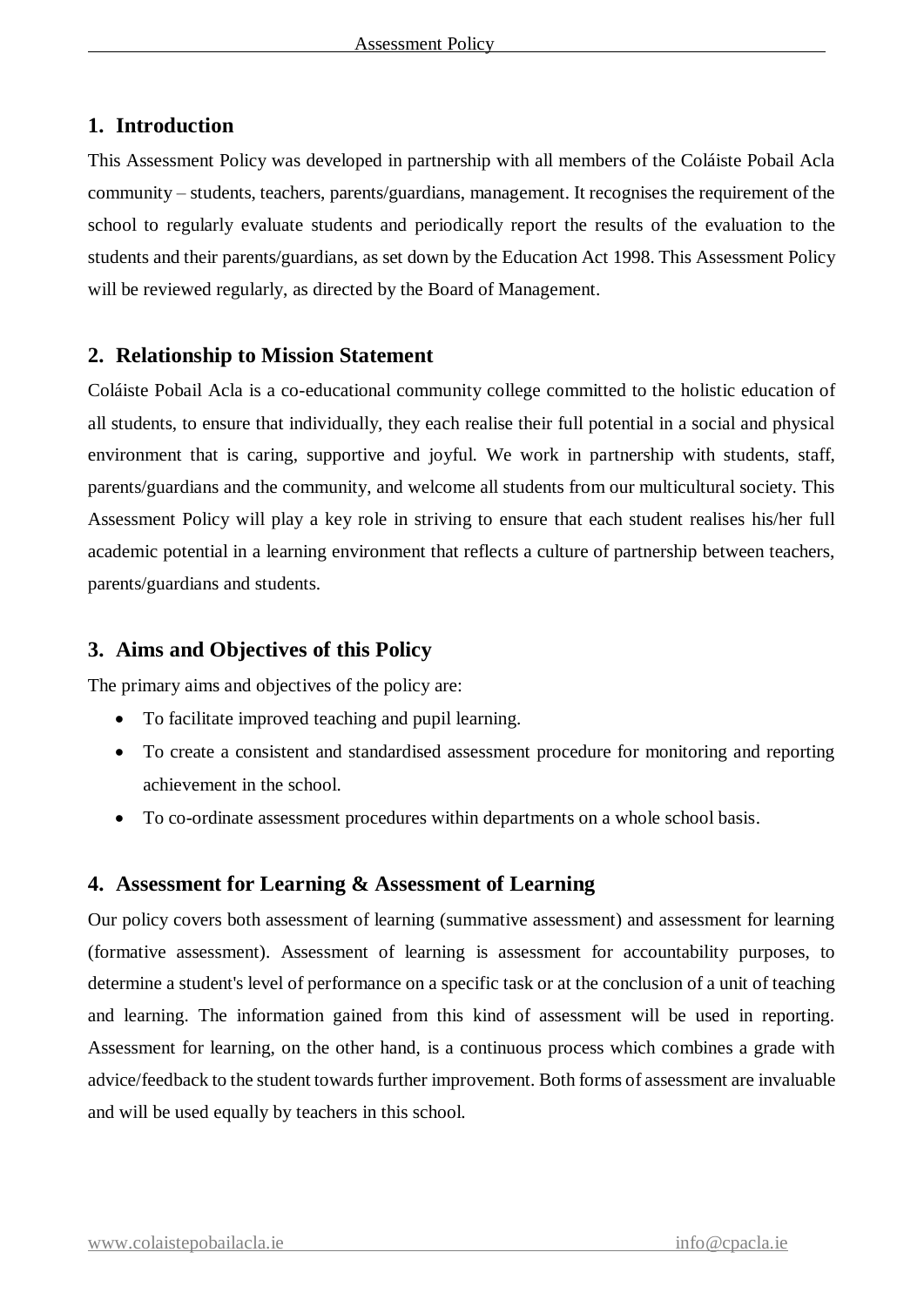## 1. Introduction

This Assessment Policy was developed in partnership with all members of the Coláiste Pobail Acla community – students, teachers, parents/guardians, management. It recognises the requirement of the school to regularly evaluate students and periodically report the results of the evaluation to the students and their parents/guardians, as set down by the Education Act 1998. This Assessment Policy will be reviewed regularly, as directed by the Board of Management.

## 2. Relationship to Mission Statement

Coláiste Pobail Acla is a co-educational community college committed to the holistic education of all students, to ensure that individually, they each realise their full potential in a social and physical environment that is caring, supportive and joyful. We work in partnership with students, staff, parents/guardians and the community, and welcome all students from our multicultural society. This Assessment Policy will play a key role in striving to ensure that each student realises his/her full academic potential in a learning environment that reflects a culture of partnership between teachers, parents/guardians and students.

## 3. Aims and Objectives of this Policy

The primary aims and objectives of the policy are:

- To facilitate improved teaching and pupil learning.
- To create a consistent and standardised assessment procedure for monitoring and reporting achievement in the school.
- To co-ordinate assessment procedures within departments on a whole school basis.

## 4. Assessment for Learning & Assessment of Learning

Our policy covers both assessment of learning (summative assessment) and assessment for learning (formative assessment). Assessment of learning is assessment for accountability purposes, to determine a student's level of performance on a specific task or at the conclusion of a unit of teaching and learning. The information gained from this kind of assessment will be used in reporting. Assessment for learning, on the other hand, is a continuous process which combines a grade with advice/feedback to the student towards further improvement. Both forms of assessment are invaluable and will be used equally by teachers in this school.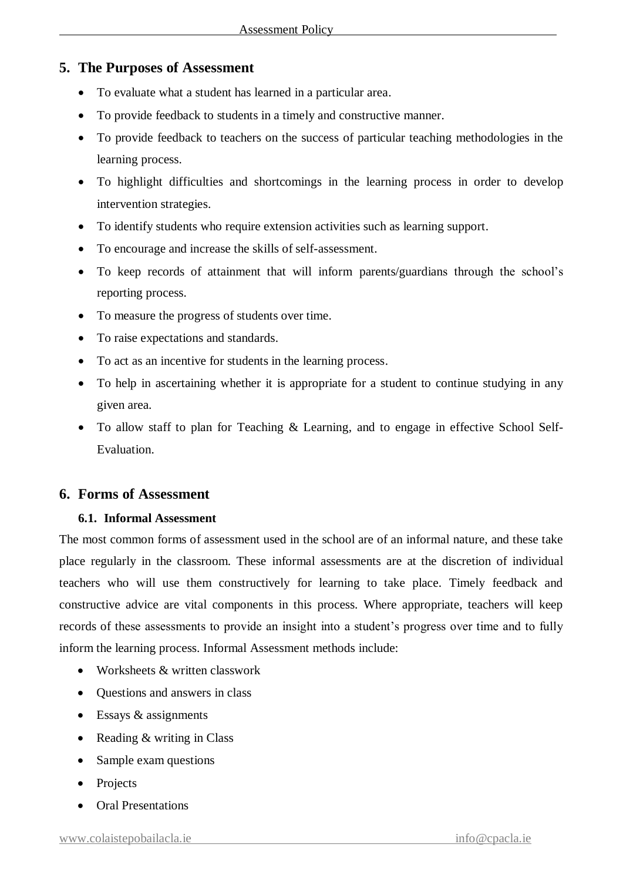## 5. The Purposes of Assessment

- To evaluate what a student has learned in a particular area.
- To provide feedback to students in a timely and constructive manner.
- To provide feedback to teachers on the success of particular teaching methodologies in the learning process.
- To highlight difficulties and shortcomings in the learning process in order to develop intervention strategies.
- To identify students who require extension activities such as learning support.
- To encourage and increase the skills of self-assessment.
- To keep records of attainment that will inform parents/guardians through the school's reporting process.
- To measure the progress of students over time.
- To raise expectations and standards.
- To act as an incentive for students in the learning process.
- To help in ascertaining whether it is appropriate for a student to continue studying in any given area.
- To allow staff to plan for Teaching & Learning, and to engage in effective School Self-Evaluation.

## 6. Forms of Assessment

### 6.1. Informal Assessment

The most common forms of assessment used in the school are of an informal nature, and these take place regularly in the classroom. These informal assessments are at the discretion of individual teachers who will use them constructively for learning to take place. Timely feedback and constructive advice are vital components in this process. Where appropriate, teachers will keep records of these assessments to provide an insight into a student's progress over time and to fully inform the learning process. Informal Assessment methods include:

- Worksheets & written classwork
- Questions and answers in class
- Essays & assignments
- Reading & writing in Class
- Sample exam questions
- Projects
- Oral Presentations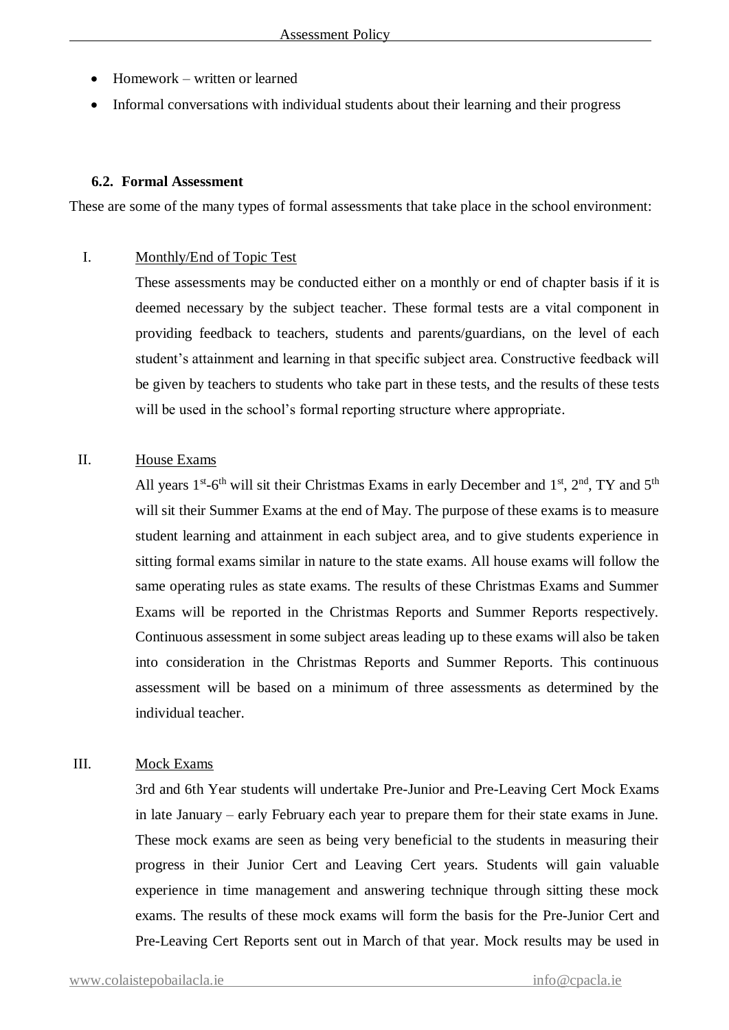- Homework – written or learned
- Informal conversations with individual students about their learning and their progress

### 6.2. Formal Assessment

These are some of the many types of formal assessments that take place in the school environment:

I. Monthly/End of Topic Test

These assessments may be conducted either on a monthly or end of chapter basis if it is deemed necessary by the subject teacher. These formal tests are a vital component in providing feedback to teachers, students and parents/guardians, on the level of each student's attainment and learning in that specific subject area. Constructive feedback will be given by teachers to students who take part in these tests, and the results of these tests will be used in the school's formal reporting structure where appropriate.

II. House Exams

All years 1st-6th will sit their Christmas Exams in early December and 1st, 2nd, TY and 5th will sit their Summer Exams at the end of May. The purpose of these exams is to measure student learning and attainment in each subject area, and to give students experience in sitting formal exams similar in nature to the state exams. All house exams will follow the same operating rules as state exams. The results of these Christmas Exams and Summer Exams will be reported in the Christmas Reports and Summer Reports respectively. Continuous assessment in some subject areas leading up to these exams will also be taken into consideration in the Christmas Reports and Summer Reports. This continuous assessment will be based on a minimum of three assessments as determined by the individual teacher.

III. Mock Exams

3rd and 6th Year students will undertake Pre-Junior and Pre-Leaving Cert Mock Exams in late January – early February each year to prepare them for their state exams in June. These mock exams are seen as being very beneficial to the students in measuring their progress in their Junior Cert and Leaving Cert years. Students will gain valuable experience in time management and answering technique through sitting these mock exams. The results of these mock exams will form the basis for the Pre-Junior Cert and Pre-Leaving Cert Reports sent out in March of that year. Mock results may be used in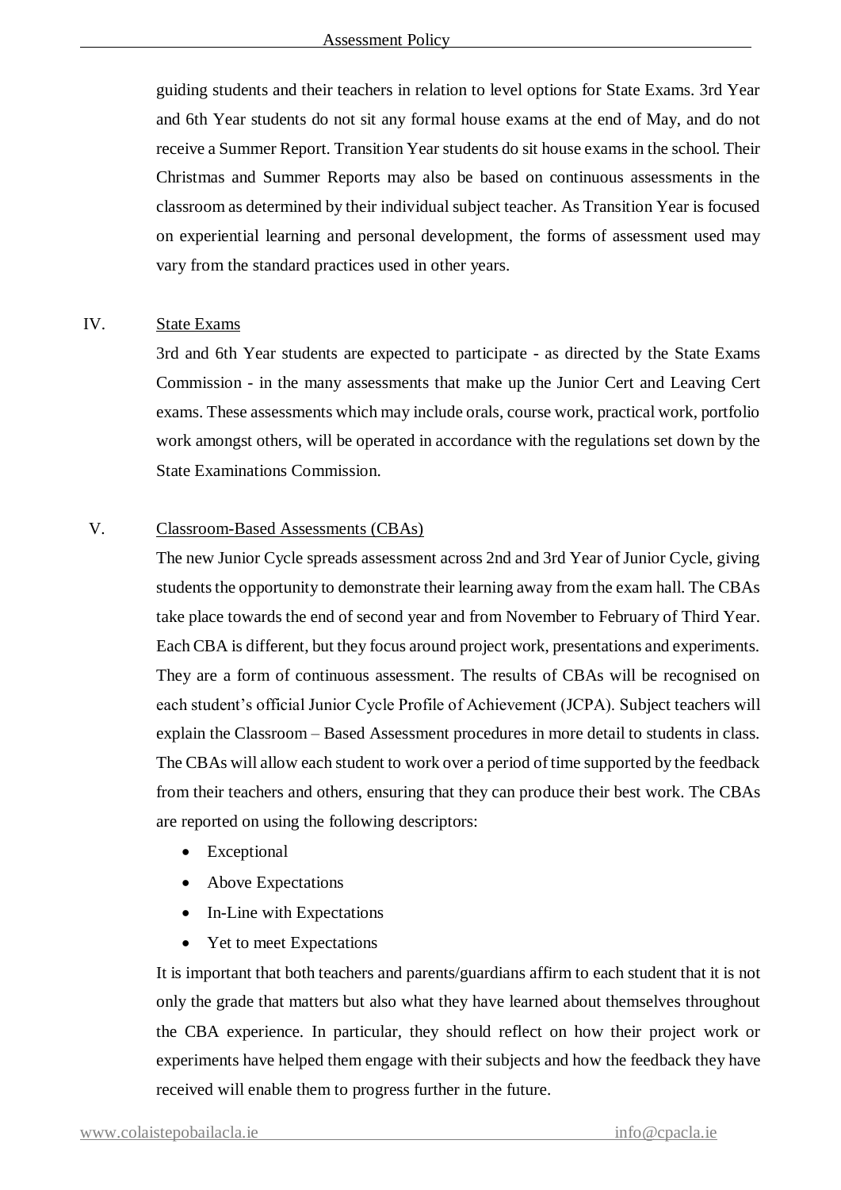guiding students and their teachers in relation to level options for State Exams. 3rd Year and 6th Year students do not sit any formal house exams at the end of May, and do not receive a Summer Report. Transition Year students do sit house exams in the school. Their Christmas and Summer Reports may also be based on continuous assessments in the classroom as determined by their individual subject teacher. As Transition Year is focused on experiential learning and personal development, the forms of assessment used may vary from the standard practices used in other years.

IV. State Exams

3rd and 6th Year students are expected to participate - as directed by the State Exams Commission - in the many assessments that make up the Junior Cert and Leaving Cert exams. These assessments which may include orals, course work, practical work, portfolio work amongst others, will be operated in accordance with the regulations set down by the State Examinations Commission.

V. Classroom-Based Assessments (CBAs)

The new Junior Cycle spreads assessment across 2nd and 3rd Year of Junior Cycle, giving students the opportunity to demonstrate their learning away from the exam hall. The CBAs take place towards the end of second year and from November to February of Third Year. Each CBA is different, but they focus around project work, presentations and experiments. They are a form of continuous assessment. The results of CBAs will be recognised on each student's official Junior Cycle Profile of Achievement (JCPA). Subject teachers will explain the Classroom – Based Assessment procedures in more detail to students in class. The CBAs will allow each student to work over a period of time supported by the feedback from their teachers and others, ensuring that they can produce their best work. The CBAs are reported on using the following descriptors:

- Exceptional
- Above Expectations
- In-Line with Expectations
- Yet to meet Expectations

It is important that both teachers and parents/guardians affirm to each student that it is not only the grade that matters but also what they have learned about themselves throughout the CBA experience. In particular, they should reflect on how their project work or experiments have helped them engage with their subjects and how the feedback they have received will enable them to progress further in the future.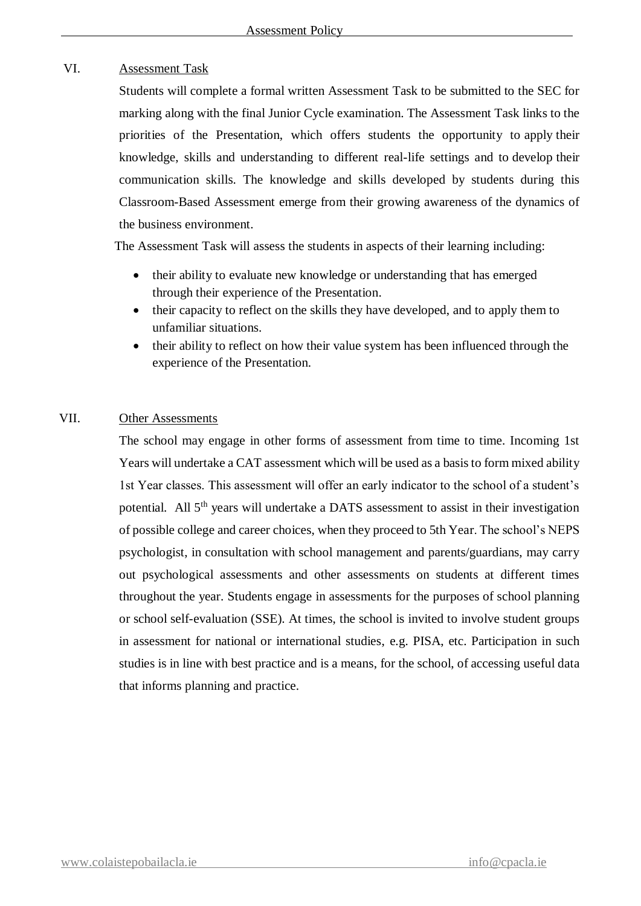## VI. Assessment Task

Students will complete a formal written Assessment Task to be submitted to the SEC for marking along with the final Junior Cycle examination. The Assessment Task links to the priorities of the Presentation, which offers students the opportunity to apply their knowledge, skills and understanding to different real-life settings and to develop their communication skills. The knowledge and skills developed by students during this Classroom-Based Assessment emerge from their growing awareness of the dynamics of the business environment.

The Assessment Task will assess the students in aspects of their learning including:

- their ability to evaluate new knowledge or understanding that has emerged through their experience of the Presentation.
- their capacity to reflect on the skills they have developed, and to apply them to unfamiliar situations.
- their ability to reflect on how their value system has been influenced through the experience of the Presentation.

## VII. Other Assessments

The school may engage in other forms of assessment from time to time. Incoming 1st Years will undertake a CAT assessment which will be used as a basis to form mixed ability 1st Year classes. This assessment will offer an early indicator to the school of a student's potential. All 5th years will undertake a DATS assessment to assist in their investigation of possible college and career choices, when they proceed to 5th Year. The school's NEPS psychologist, in consultation with school management and parents/guardians, may carry out psychological assessments and other assessments on students at different times throughout the year. Students engage in assessments for the purposes of school planning or school self-evaluation (SSE). At times, the school is invited to involve student groups in assessment for national or international studies, e.g. PISA, etc. Participation in such studies is in line with best practice and is a means, for the school, of accessing useful data that informs planning and practice.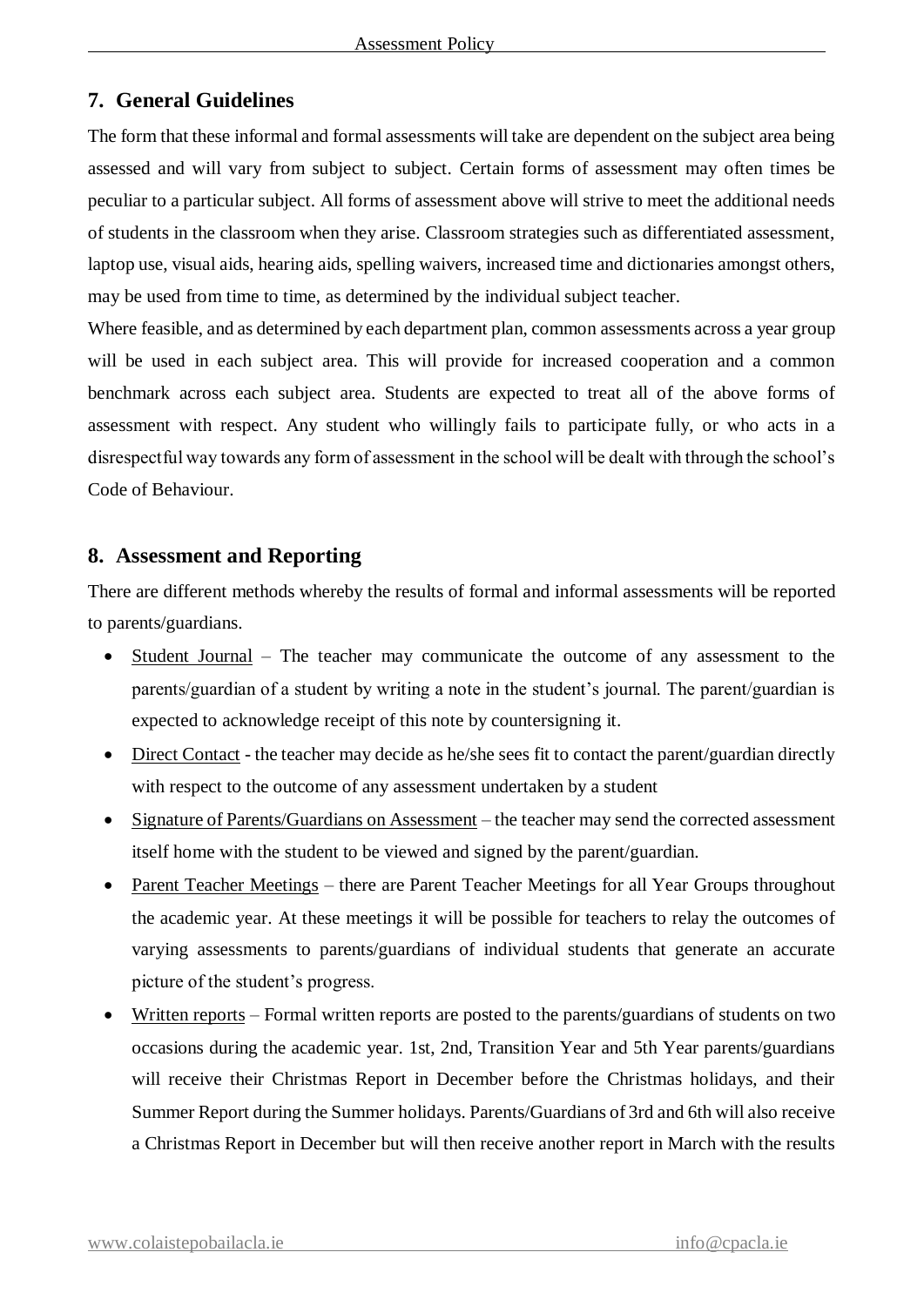## 7. General Guidelines

The form that these informal and formal assessments will take are dependent on the subject area being assessed and will vary from subject to subject. Certain forms of assessment may often times be peculiar to a particular subject. All forms of assessment above will strive to meet the additional needs of students in the classroom when they arise. Classroom strategies such as differentiated assessment, laptop use, visual aids, hearing aids, spelling waivers, increased time and dictionaries amongst others, may be used from time to time, as determined by the individual subject teacher.

Where feasible, and as determined by each department plan, common assessments across a year group will be used in each subject area. This will provide for increased cooperation and a common benchmark across each subject area. Students are expected to treat all of the above forms of assessment with respect. Any student who willingly fails to participate fully, or who acts in a disrespectful way towards any form of assessment in the school will be dealt with through the school's Code of Behaviour.

## 8. Assessment and Reporting

There are different methods whereby the results of formal and informal assessments will be reported to parents/guardians.

- Student Journal – The teacher may communicate the outcome of any assessment to the parents/guardian of a student by writing a note in the student's journal. The parent/guardian is expected to acknowledge receipt of this note by countersigning it.
- Direct Contact - the teacher may decide as he/she sees fit to contact the parent/guardian directly with respect to the outcome of any assessment undertaken by a student
- Signature of Parents/Guardians on Assessment – the teacher may send the corrected assessment itself home with the student to be viewed and signed by the parent/guardian.
- Parent Teacher Meetings – there are Parent Teacher Meetings for all Year Groups throughout the academic year. At these meetings it will be possible for teachers to relay the outcomes of varying assessments to parents/guardians of individual students that generate an accurate picture of the student's progress.
- Written reports – Formal written reports are posted to the parents/guardians of students on two occasions during the academic year. 1st, 2nd, Transition Year and 5th Year parents/guardians will receive their Christmas Report in December before the Christmas holidays, and their Summer Report during the Summer holidays. Parents/Guardians of 3rd and 6th will also receive a Christmas Report in December but will then receive another report in March with the results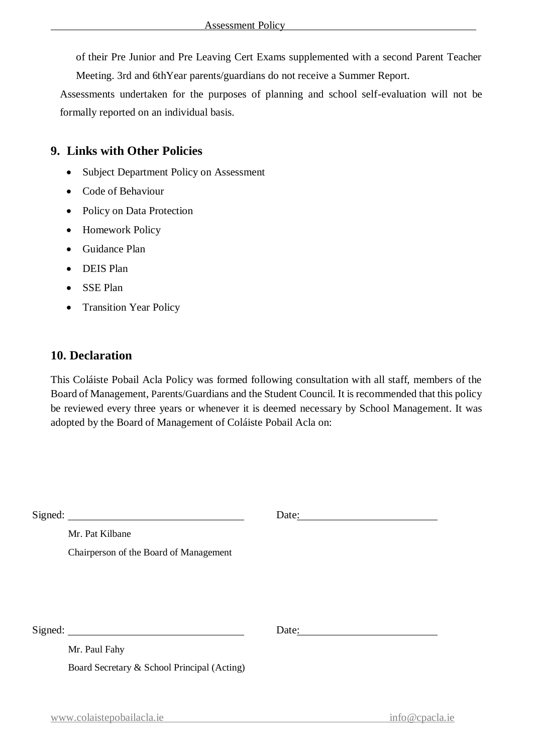of their Pre Junior and Pre Leaving Cert Exams supplemented with a second Parent Teacher Meeting. 3rd and 6thYear parents/guardians do not receive a Summer Report.

Assessments undertaken for the purposes of planning and school self-evaluation will not be formally reported on an individual basis.

## 9. Links with Other Policies

- Subject Department Policy on Assessment
- Code of Behaviour
- Policy on Data Protection
- Homework Policy
- Guidance Plan
- DEIS Plan
- SSE Plan
- Transition Year Policy

## 10. Declaration

This Coláiste Pobail Acla Policy was formed following consultation with all staff, members of the Board of Management, Parents/Guardians and the Student Council. It is recommended that this policy be reviewed every three years or whenever it is deemed necessary by School Management. It was adopted by the Board of Management of Coláiste Pobail Acla on:

Signed: ______________________________ Date: ______________________

Mr. Pat Kilbane

Chairperson of the Board of Management

Signed: ______________________________ Date: ______________________

Mr. Paul Fahy

Board Secretary & School Principal (Acting)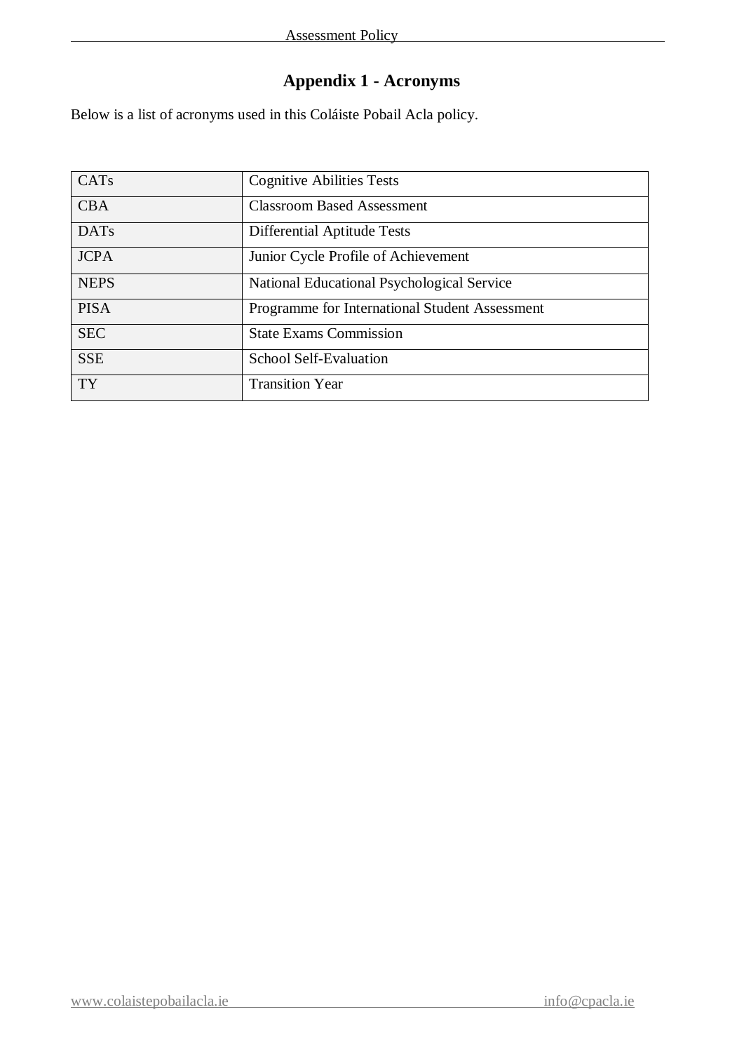# Appendix 1 - Acronyms

Below is a list of acronyms used in this Coláiste Pobail Acla policy.

| | |
|---|---|
| CATs | Cognitive Abilities Tests |
| CBA | Classroom Based Assessment |
| DATs | Differential Aptitude Tests |
| JCPA | Junior Cycle Profile of Achievement |
| NEPS | National Educational Psychological Service |
| PISA | Programme for International Student Assessment |
| SEC | State Exams Commission |
| SSE | School Self-Evaluation |
| TY | Transition Year |